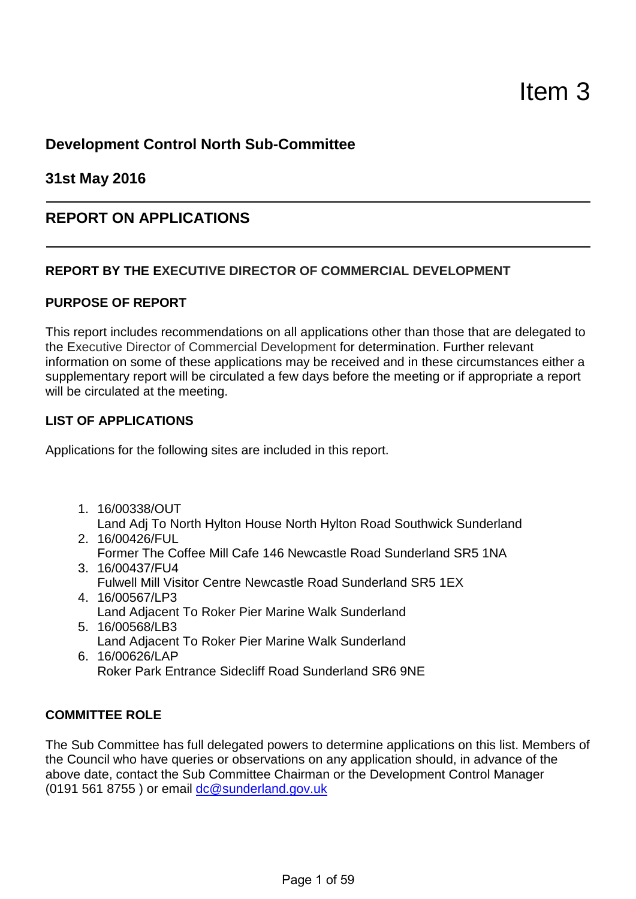# Item 3

## Development Control North Sub-Committee

## 31st May 2016

---

## REPORT ON APPLICATIONS

---

**REPORT BY THE EXECUTIVE DIRECTOR OF COMMERCIAL DEVELOPMENT**

**PURPOSE OF REPORT**

This report includes recommendations on all applications other than those that are delegated to the Executive Director of Commercial Development for determination. Further relevant information on some of these applications may be received and in these circumstances either a supplementary report will be circulated a few days before the meeting or if appropriate a report will be circulated at the meeting.

**LIST OF APPLICATIONS**

Applications for the following sites are included in this report.

1. 16/00338/OUT
   Land Adj To North Hylton House North Hylton Road Southwick Sunderland
2. 16/00426/FUL
   Former The Coffee Mill Cafe 146 Newcastle Road Sunderland SR5 1NA
3. 16/00437/FU4
   Fulwell Mill Visitor Centre Newcastle Road Sunderland SR5 1EX
4. 16/00567/LP3
   Land Adjacent To Roker Pier Marine Walk Sunderland
5. 16/00568/LB3
   Land Adjacent To Roker Pier Marine Walk Sunderland
6. 16/00626/LAP
   Roker Park Entrance Sidecliff Road Sunderland SR6 9NE

**COMMITTEE ROLE**

The Sub Committee has full delegated powers to determine applications on this list. Members of the Council who have queries or observations on any application should, in advance of the above date, contact the Sub Committee Chairman or the Development Control Manager (0191 561 8755 ) or email dc@sunderland.gov.uk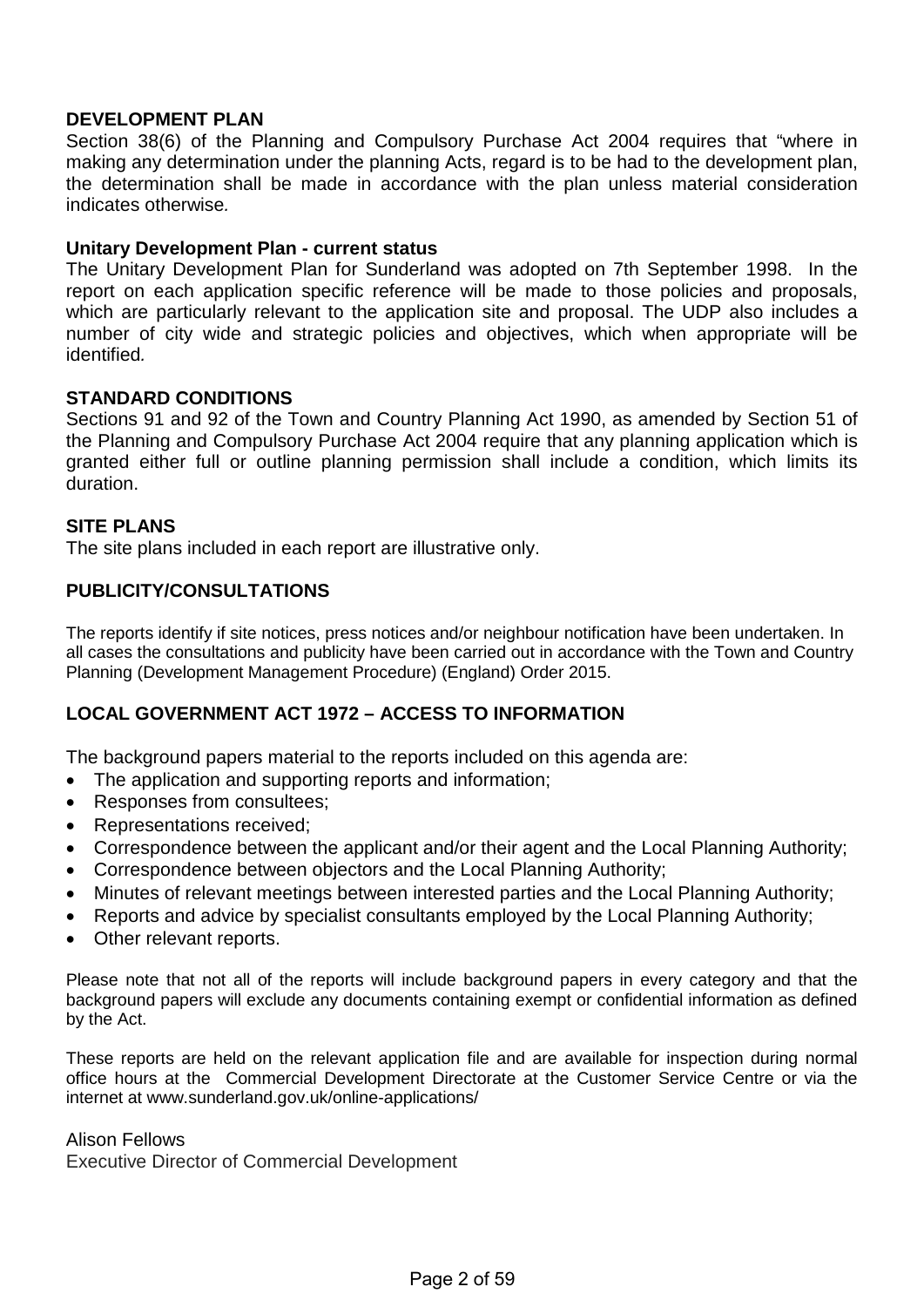## DEVELOPMENT PLAN

Section 38(6) of the Planning and Compulsory Purchase Act 2004 requires that "where in making any determination under the planning Acts, regard is to be had to the development plan, the determination shall be made in accordance with the plan unless material consideration indicates otherwise*.*

### Unitary Development Plan - current status

The Unitary Development Plan for Sunderland was adopted on 7th September 1998. In the report on each application specific reference will be made to those policies and proposals, which are particularly relevant to the application site and proposal. The UDP also includes a number of city wide and strategic policies and objectives, which when appropriate will be identified*.*

## STANDARD CONDITIONS

Sections 91 and 92 of the Town and Country Planning Act 1990, as amended by Section 51 of the Planning and Compulsory Purchase Act 2004 require that any planning application which is granted either full or outline planning permission shall include a condition, which limits its duration.

## SITE PLANS

The site plans included in each report are illustrative only.

## PUBLICITY/CONSULTATIONS

The reports identify if site notices, press notices and/or neighbour notification have been undertaken. In all cases the consultations and publicity have been carried out in accordance with the Town and Country Planning (Development Management Procedure) (England) Order 2015.

## LOCAL GOVERNMENT ACT 1972 – ACCESS TO INFORMATION

The background papers material to the reports included on this agenda are:

- The application and supporting reports and information;
- Responses from consultees;
- Representations received;
- Correspondence between the applicant and/or their agent and the Local Planning Authority;
- Correspondence between objectors and the Local Planning Authority;
- Minutes of relevant meetings between interested parties and the Local Planning Authority;
- Reports and advice by specialist consultants employed by the Local Planning Authority;
- Other relevant reports.

Please note that not all of the reports will include background papers in every category and that the background papers will exclude any documents containing exempt or confidential information as defined by the Act.

These reports are held on the relevant application file and are available for inspection during normal office hours at the Commercial Development Directorate at the Customer Service Centre or via the internet at www.sunderland.gov.uk/online-applications/

Alison Fellows
Executive Director of Commercial Development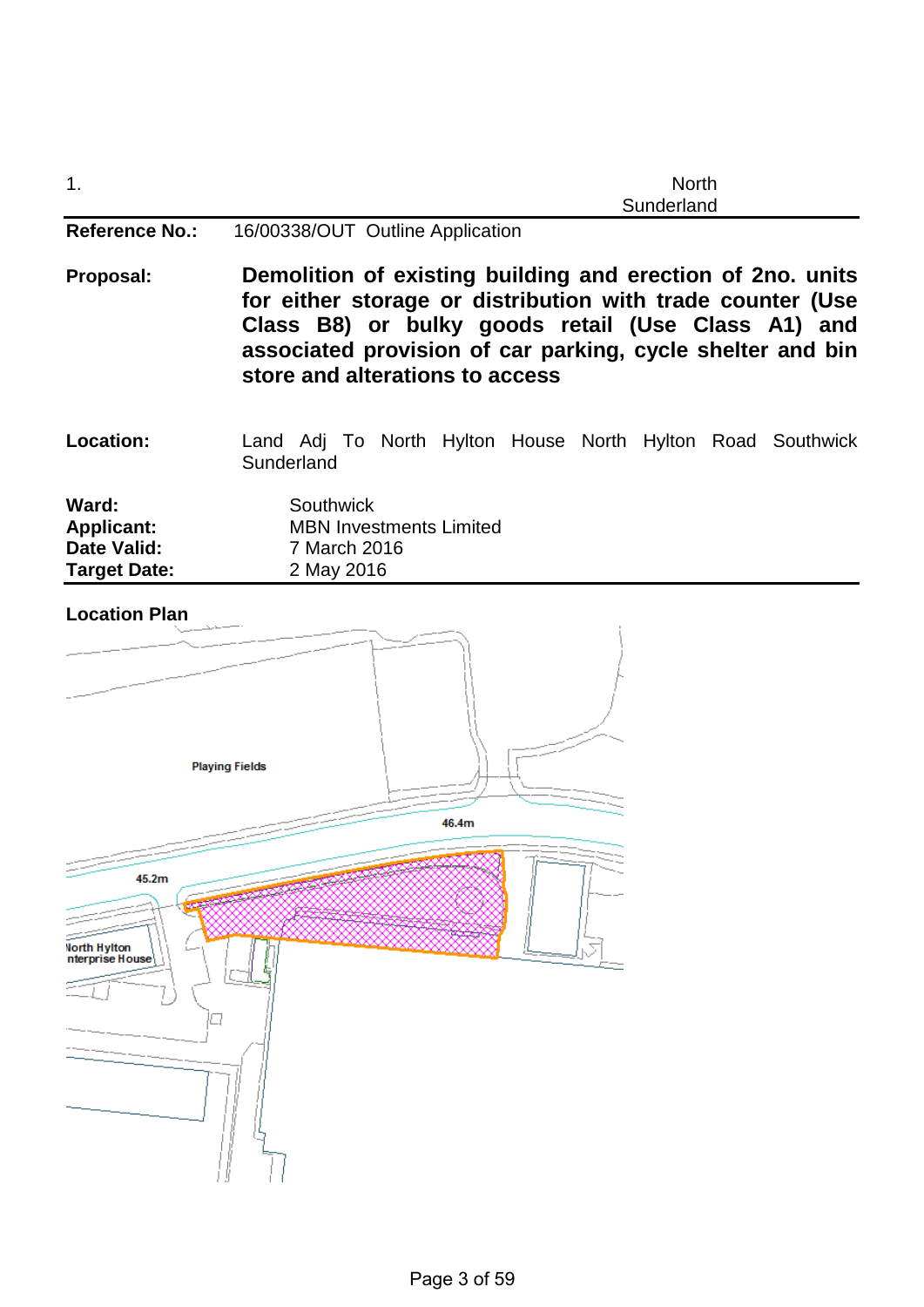1. North Sunderland

| | |
|---|---|
| **Reference No.:** | 16/00338/OUT Outline Application |
| **Proposal:** | **Demolition of existing building and erection of 2no. units for either storage or distribution with trade counter (Use Class B8) or bulky goods retail (Use Class A1) and associated provision of car parking, cycle shelter and bin store and alterations to access** |
| **Location:** | Land Adj To North Hylton House North Hylton Road Southwick Sunderland |
| **Ward:** | Southwick |
| **Applicant:** | MBN Investments Limited |
| **Date Valid:** | 7 March 2016 |
| **Target Date:** | 2 May 2016 |

**Location Plan**

Playing Fields

46.4m

45.2m

North Hylton Enterprise House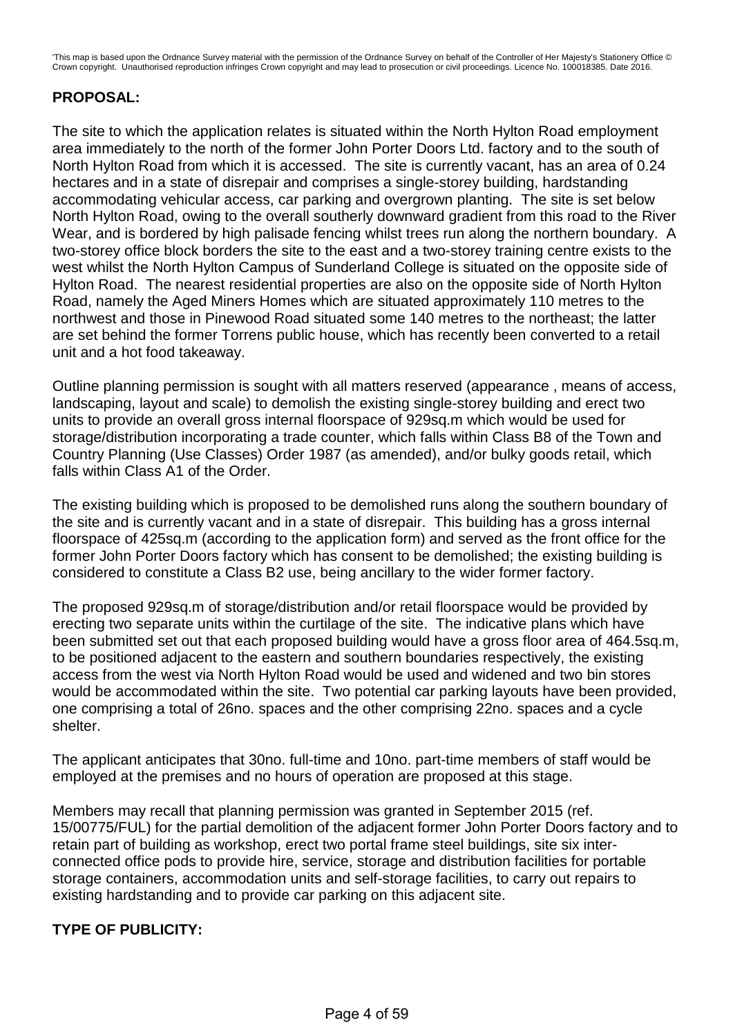'This map is based upon the Ordnance Survey material with the permission of the Ordnance Survey on behalf of the Controller of Her Majesty's Stationery Office © Crown copyright. Unauthorised reproduction infringes Crown copyright and may lead to prosecution or civil proceedings. Licence No. 100018385. Date 2016.

**PROPOSAL:**

The site to which the application relates is situated within the North Hylton Road employment area immediately to the north of the former John Porter Doors Ltd. factory and to the south of North Hylton Road from which it is accessed. The site is currently vacant, has an area of 0.24 hectares and in a state of disrepair and comprises a single-storey building, hardstanding accommodating vehicular access, car parking and overgrown planting. The site is set below North Hylton Road, owing to the overall southerly downward gradient from this road to the River Wear, and is bordered by high palisade fencing whilst trees run along the northern boundary. A two-storey office block borders the site to the east and a two-storey training centre exists to the west whilst the North Hylton Campus of Sunderland College is situated on the opposite side of Hylton Road. The nearest residential properties are also on the opposite side of North Hylton Road, namely the Aged Miners Homes which are situated approximately 110 metres to the northwest and those in Pinewood Road situated some 140 metres to the northeast; the latter are set behind the former Torrens public house, which has recently been converted to a retail unit and a hot food takeaway.

Outline planning permission is sought with all matters reserved (appearance , means of access, landscaping, layout and scale) to demolish the existing single-storey building and erect two units to provide an overall gross internal floorspace of 929sq.m which would be used for storage/distribution incorporating a trade counter, which falls within Class B8 of the Town and Country Planning (Use Classes) Order 1987 (as amended), and/or bulky goods retail, which falls within Class A1 of the Order.

The existing building which is proposed to be demolished runs along the southern boundary of the site and is currently vacant and in a state of disrepair. This building has a gross internal floorspace of 425sq.m (according to the application form) and served as the front office for the former John Porter Doors factory which has consent to be demolished; the existing building is considered to constitute a Class B2 use, being ancillary to the wider former factory.

The proposed 929sq.m of storage/distribution and/or retail floorspace would be provided by erecting two separate units within the curtilage of the site. The indicative plans which have been submitted set out that each proposed building would have a gross floor area of 464.5sq.m, to be positioned adjacent to the eastern and southern boundaries respectively, the existing access from the west via North Hylton Road would be used and widened and two bin stores would be accommodated within the site. Two potential car parking layouts have been provided, one comprising a total of 26no. spaces and the other comprising 22no. spaces and a cycle shelter.

The applicant anticipates that 30no. full-time and 10no. part-time members of staff would be employed at the premises and no hours of operation are proposed at this stage.

Members may recall that planning permission was granted in September 2015 (ref. 15/00775/FUL) for the partial demolition of the adjacent former John Porter Doors factory and to retain part of building as workshop, erect two portal frame steel buildings, site six inter-connected office pods to provide hire, service, storage and distribution facilities for portable storage containers, accommodation units and self-storage facilities, to carry out repairs to existing hardstanding and to provide car parking on this adjacent site.

**TYPE OF PUBLICITY:**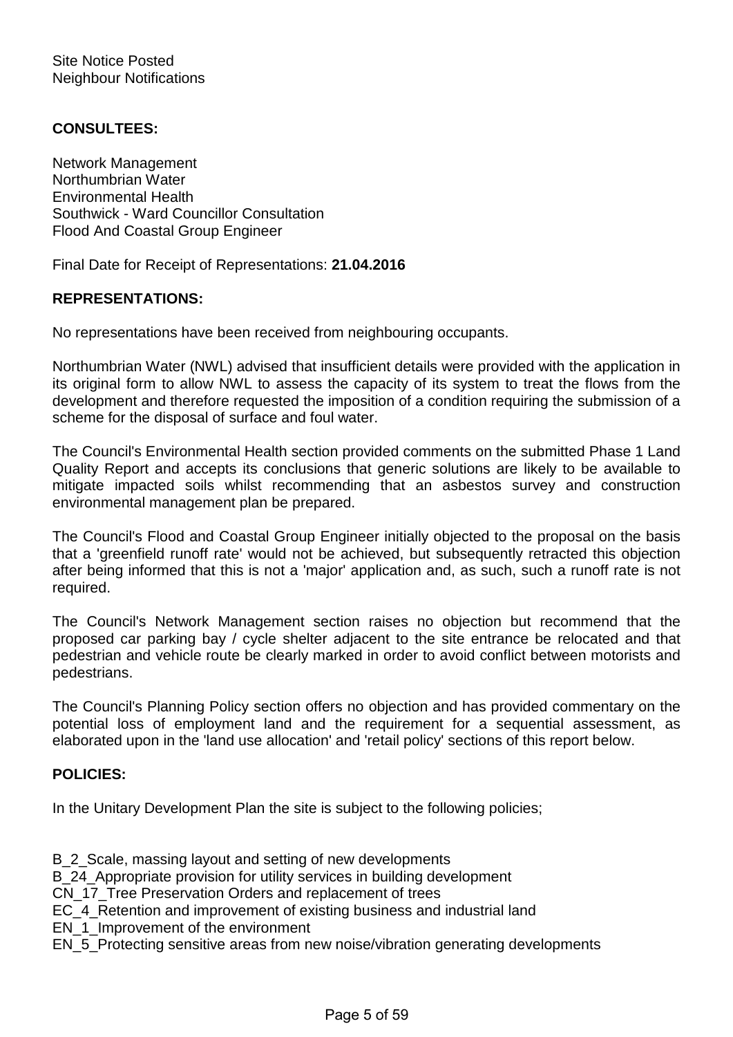Site Notice Posted
Neighbour Notifications

**CONSULTEES:**

Network Management
Northumbrian Water
Environmental Health
Southwick - Ward Councillor Consultation
Flood And Coastal Group Engineer

Final Date for Receipt of Representations: **21.04.2016**

**REPRESENTATIONS:**

No representations have been received from neighbouring occupants.

Northumbrian Water (NWL) advised that insufficient details were provided with the application in its original form to allow NWL to assess the capacity of its system to treat the flows from the development and therefore requested the imposition of a condition requiring the submission of a scheme for the disposal of surface and foul water.

The Council's Environmental Health section provided comments on the submitted Phase 1 Land Quality Report and accepts its conclusions that generic solutions are likely to be available to mitigate impacted soils whilst recommending that an asbestos survey and construction environmental management plan be prepared.

The Council's Flood and Coastal Group Engineer initially objected to the proposal on the basis that a 'greenfield runoff rate' would not be achieved, but subsequently retracted this objection after being informed that this is not a 'major' application and, as such, such a runoff rate is not required.

The Council's Network Management section raises no objection but recommend that the proposed car parking bay / cycle shelter adjacent to the site entrance be relocated and that pedestrian and vehicle route be clearly marked in order to avoid conflict between motorists and pedestrians.

The Council's Planning Policy section offers no objection and has provided commentary on the potential loss of employment land and the requirement for a sequential assessment, as elaborated upon in the 'land use allocation' and 'retail policy' sections of this report below.

**POLICIES:**

In the Unitary Development Plan the site is subject to the following policies;

B_2_Scale, massing layout and setting of new developments
B_24_Appropriate provision for utility services in building development
CN_17_Tree Preservation Orders and replacement of trees
EC_4_Retention and improvement of existing business and industrial land
EN_1_Improvement of the environment
EN_5_Protecting sensitive areas from new noise/vibration generating developments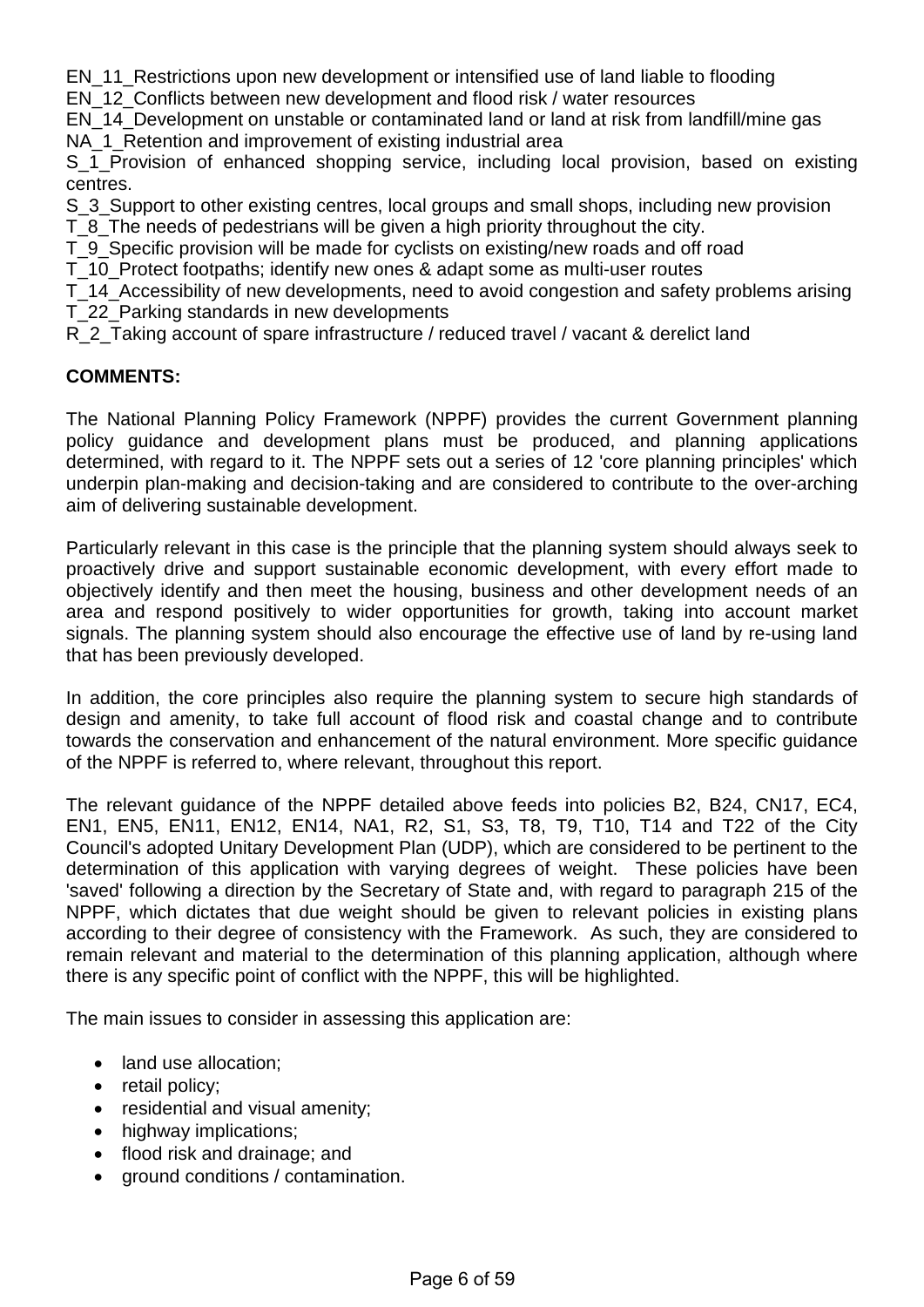EN_11_Restrictions upon new development or intensified use of land liable to flooding
EN_12_Conflicts between new development and flood risk / water resources
EN_14_Development on unstable or contaminated land or land at risk from landfill/mine gas
NA_1_Retention and improvement of existing industrial area
S_1_Provision of enhanced shopping service, including local provision, based on existing centres.
S_3_Support to other existing centres, local groups and small shops, including new provision
T_8_The needs of pedestrians will be given a high priority throughout the city.
T_9_Specific provision will be made for cyclists on existing/new roads and off road
T_10_Protect footpaths; identify new ones & adapt some as multi-user routes
T_14_Accessibility of new developments, need to avoid congestion and safety problems arising
T_22_Parking standards in new developments
R_2_Taking account of spare infrastructure / reduced travel / vacant & derelict land

**COMMENTS:**

The National Planning Policy Framework (NPPF) provides the current Government planning policy guidance and development plans must be produced, and planning applications determined, with regard to it. The NPPF sets out a series of 12 'core planning principles' which underpin plan-making and decision-taking and are considered to contribute to the over-arching aim of delivering sustainable development.

Particularly relevant in this case is the principle that the planning system should always seek to proactively drive and support sustainable economic development, with every effort made to objectively identify and then meet the housing, business and other development needs of an area and respond positively to wider opportunities for growth, taking into account market signals. The planning system should also encourage the effective use of land by re-using land that has been previously developed.

In addition, the core principles also require the planning system to secure high standards of design and amenity, to take full account of flood risk and coastal change and to contribute towards the conservation and enhancement of the natural environment. More specific guidance of the NPPF is referred to, where relevant, throughout this report.

The relevant guidance of the NPPF detailed above feeds into policies B2, B24, CN17, EC4, EN1, EN5, EN11, EN12, EN14, NA1, R2, S1, S3, T8, T9, T10, T14 and T22 of the City Council's adopted Unitary Development Plan (UDP), which are considered to be pertinent to the determination of this application with varying degrees of weight. These policies have been 'saved' following a direction by the Secretary of State and, with regard to paragraph 215 of the NPPF, which dictates that due weight should be given to relevant policies in existing plans according to their degree of consistency with the Framework. As such, they are considered to remain relevant and material to the determination of this planning application, although where there is any specific point of conflict with the NPPF, this will be highlighted.

The main issues to consider in assessing this application are:

- land use allocation;
- retail policy;
- residential and visual amenity;
- highway implications;
- flood risk and drainage; and
- ground conditions / contamination.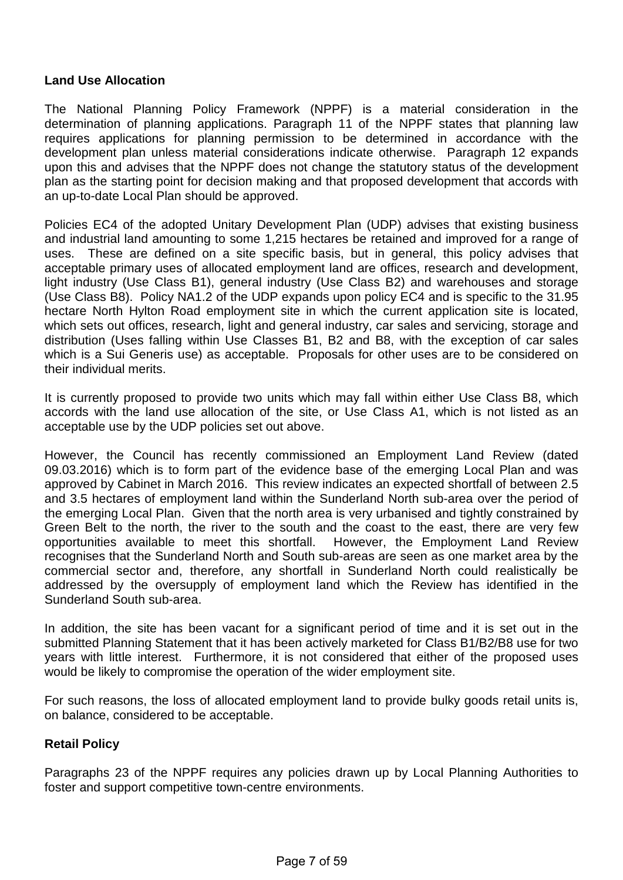**Land Use Allocation**

The National Planning Policy Framework (NPPF) is a material consideration in the determination of planning applications. Paragraph 11 of the NPPF states that planning law requires applications for planning permission to be determined in accordance with the development plan unless material considerations indicate otherwise. Paragraph 12 expands upon this and advises that the NPPF does not change the statutory status of the development plan as the starting point for decision making and that proposed development that accords with an up-to-date Local Plan should be approved.

Policies EC4 of the adopted Unitary Development Plan (UDP) advises that existing business and industrial land amounting to some 1,215 hectares be retained and improved for a range of uses. These are defined on a site specific basis, but in general, this policy advises that acceptable primary uses of allocated employment land are offices, research and development, light industry (Use Class B1), general industry (Use Class B2) and warehouses and storage (Use Class B8). Policy NA1.2 of the UDP expands upon policy EC4 and is specific to the 31.95 hectare North Hylton Road employment site in which the current application site is located, which sets out offices, research, light and general industry, car sales and servicing, storage and distribution (Uses falling within Use Classes B1, B2 and B8, with the exception of car sales which is a Sui Generis use) as acceptable. Proposals for other uses are to be considered on their individual merits.

It is currently proposed to provide two units which may fall within either Use Class B8, which accords with the land use allocation of the site, or Use Class A1, which is not listed as an acceptable use by the UDP policies set out above.

However, the Council has recently commissioned an Employment Land Review (dated 09.03.2016) which is to form part of the evidence base of the emerging Local Plan and was approved by Cabinet in March 2016. This review indicates an expected shortfall of between 2.5 and 3.5 hectares of employment land within the Sunderland North sub-area over the period of the emerging Local Plan. Given that the north area is very urbanised and tightly constrained by Green Belt to the north, the river to the south and the coast to the east, there are very few opportunities available to meet this shortfall. However, the Employment Land Review recognises that the Sunderland North and South sub-areas are seen as one market area by the commercial sector and, therefore, any shortfall in Sunderland North could realistically be addressed by the oversupply of employment land which the Review has identified in the Sunderland South sub-area.

In addition, the site has been vacant for a significant period of time and it is set out in the submitted Planning Statement that it has been actively marketed for Class B1/B2/B8 use for two years with little interest. Furthermore, it is not considered that either of the proposed uses would be likely to compromise the operation of the wider employment site.

For such reasons, the loss of allocated employment land to provide bulky goods retail units is, on balance, considered to be acceptable.

**Retail Policy**

Paragraphs 23 of the NPPF requires any policies drawn up by Local Planning Authorities to foster and support competitive town-centre environments.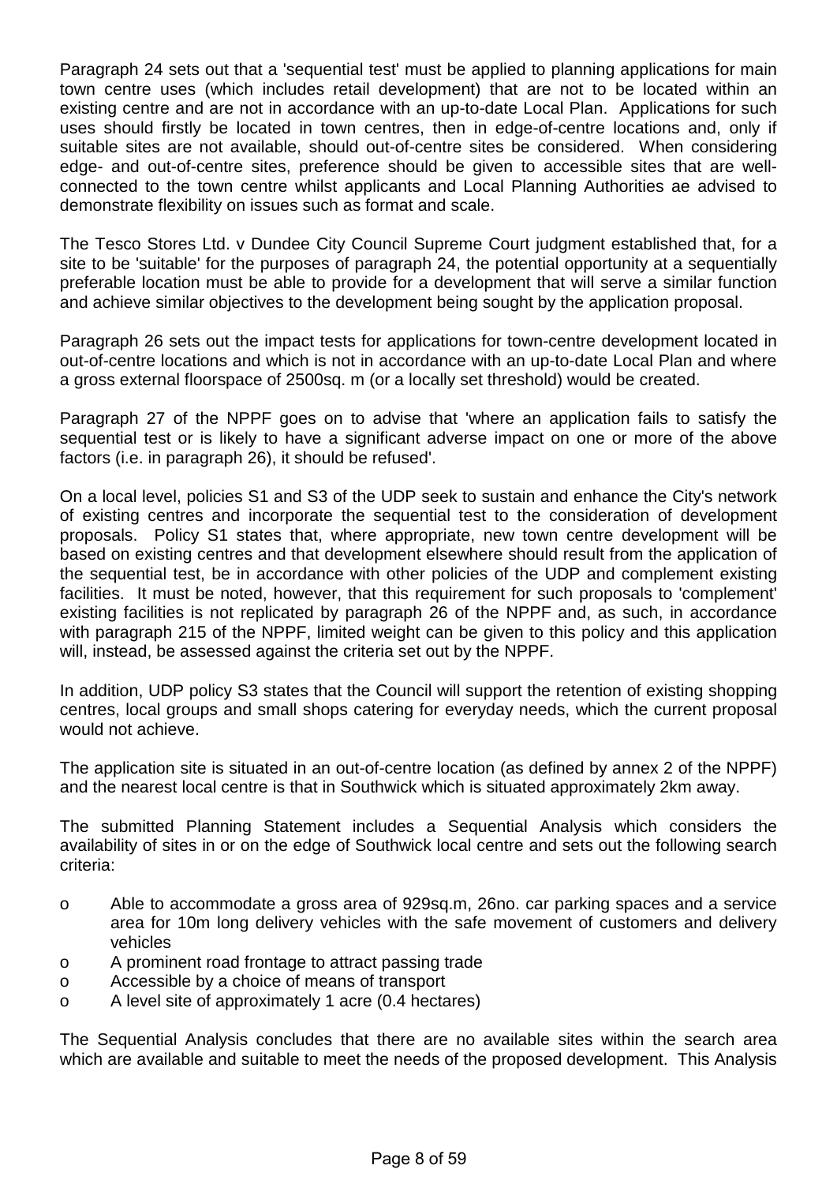Paragraph 24 sets out that a 'sequential test' must be applied to planning applications for main town centre uses (which includes retail development) that are not to be located within an existing centre and are not in accordance with an up-to-date Local Plan. Applications for such uses should firstly be located in town centres, then in edge-of-centre locations and, only if suitable sites are not available, should out-of-centre sites be considered. When considering edge- and out-of-centre sites, preference should be given to accessible sites that are well-connected to the town centre whilst applicants and Local Planning Authorities ae advised to demonstrate flexibility on issues such as format and scale.

The Tesco Stores Ltd. v Dundee City Council Supreme Court judgment established that, for a site to be 'suitable' for the purposes of paragraph 24, the potential opportunity at a sequentially preferable location must be able to provide for a development that will serve a similar function and achieve similar objectives to the development being sought by the application proposal.

Paragraph 26 sets out the impact tests for applications for town-centre development located in out-of-centre locations and which is not in accordance with an up-to-date Local Plan and where a gross external floorspace of 2500sq. m (or a locally set threshold) would be created.

Paragraph 27 of the NPPF goes on to advise that 'where an application fails to satisfy the sequential test or is likely to have a significant adverse impact on one or more of the above factors (i.e. in paragraph 26), it should be refused'.

On a local level, policies S1 and S3 of the UDP seek to sustain and enhance the City's network of existing centres and incorporate the sequential test to the consideration of development proposals. Policy S1 states that, where appropriate, new town centre development will be based on existing centres and that development elsewhere should result from the application of the sequential test, be in accordance with other policies of the UDP and complement existing facilities. It must be noted, however, that this requirement for such proposals to 'complement' existing facilities is not replicated by paragraph 26 of the NPPF and, as such, in accordance with paragraph 215 of the NPPF, limited weight can be given to this policy and this application will, instead, be assessed against the criteria set out by the NPPF.

In addition, UDP policy S3 states that the Council will support the retention of existing shopping centres, local groups and small shops catering for everyday needs, which the current proposal would not achieve.

The application site is situated in an out-of-centre location (as defined by annex 2 of the NPPF) and the nearest local centre is that in Southwick which is situated approximately 2km away.

The submitted Planning Statement includes a Sequential Analysis which considers the availability of sites in or on the edge of Southwick local centre and sets out the following search criteria:

- Able to accommodate a gross area of 929sq.m, 26no. car parking spaces and a service area for 10m long delivery vehicles with the safe movement of customers and delivery vehicles
- A prominent road frontage to attract passing trade
- Accessible by a choice of means of transport
- A level site of approximately 1 acre (0.4 hectares)

The Sequential Analysis concludes that there are no available sites within the search area which are available and suitable to meet the needs of the proposed development. This Analysis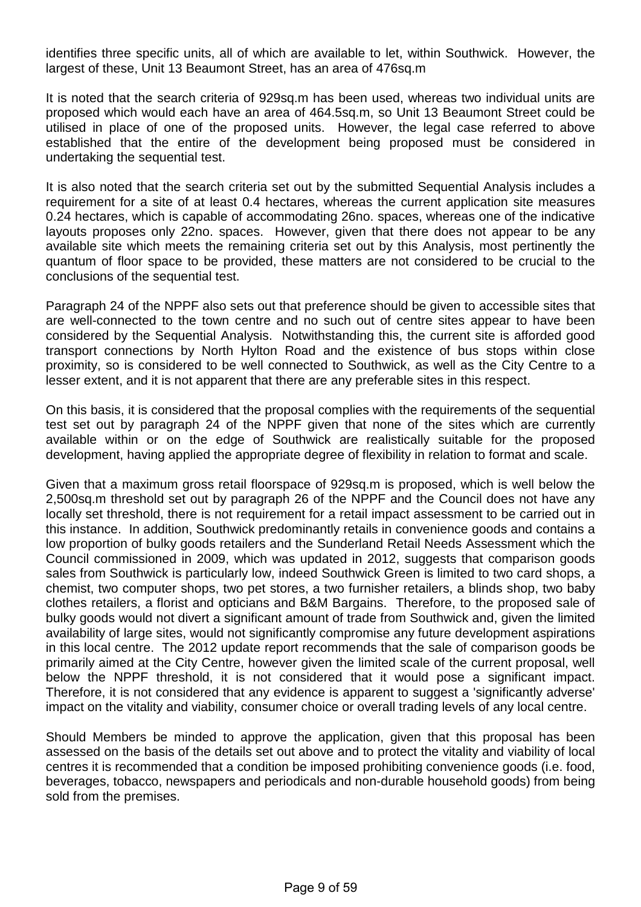identifies three specific units, all of which are available to let, within Southwick. However, the largest of these, Unit 13 Beaumont Street, has an area of 476sq.m

It is noted that the search criteria of 929sq.m has been used, whereas two individual units are proposed which would each have an area of 464.5sq.m, so Unit 13 Beaumont Street could be utilised in place of one of the proposed units. However, the legal case referred to above established that the entire of the development being proposed must be considered in undertaking the sequential test.

It is also noted that the search criteria set out by the submitted Sequential Analysis includes a requirement for a site of at least 0.4 hectares, whereas the current application site measures 0.24 hectares, which is capable of accommodating 26no. spaces, whereas one of the indicative layouts proposes only 22no. spaces. However, given that there does not appear to be any available site which meets the remaining criteria set out by this Analysis, most pertinently the quantum of floor space to be provided, these matters are not considered to be crucial to the conclusions of the sequential test.

Paragraph 24 of the NPPF also sets out that preference should be given to accessible sites that are well-connected to the town centre and no such out of centre sites appear to have been considered by the Sequential Analysis. Notwithstanding this, the current site is afforded good transport connections by North Hylton Road and the existence of bus stops within close proximity, so is considered to be well connected to Southwick, as well as the City Centre to a lesser extent, and it is not apparent that there are any preferable sites in this respect.

On this basis, it is considered that the proposal complies with the requirements of the sequential test set out by paragraph 24 of the NPPF given that none of the sites which are currently available within or on the edge of Southwick are realistically suitable for the proposed development, having applied the appropriate degree of flexibility in relation to format and scale.

Given that a maximum gross retail floorspace of 929sq.m is proposed, which is well below the 2,500sq.m threshold set out by paragraph 26 of the NPPF and the Council does not have any locally set threshold, there is not requirement for a retail impact assessment to be carried out in this instance. In addition, Southwick predominantly retails in convenience goods and contains a low proportion of bulky goods retailers and the Sunderland Retail Needs Assessment which the Council commissioned in 2009, which was updated in 2012, suggests that comparison goods sales from Southwick is particularly low, indeed Southwick Green is limited to two card shops, a chemist, two computer shops, two pet stores, a two furnisher retailers, a blinds shop, two baby clothes retailers, a florist and opticians and B&M Bargains. Therefore, to the proposed sale of bulky goods would not divert a significant amount of trade from Southwick and, given the limited availability of large sites, would not significantly compromise any future development aspirations in this local centre. The 2012 update report recommends that the sale of comparison goods be primarily aimed at the City Centre, however given the limited scale of the current proposal, well below the NPPF threshold, it is not considered that it would pose a significant impact. Therefore, it is not considered that any evidence is apparent to suggest a 'significantly adverse' impact on the vitality and viability, consumer choice or overall trading levels of any local centre.

Should Members be minded to approve the application, given that this proposal has been assessed on the basis of the details set out above and to protect the vitality and viability of local centres it is recommended that a condition be imposed prohibiting convenience goods (i.e. food, beverages, tobacco, newspapers and periodicals and non-durable household goods) from being sold from the premises.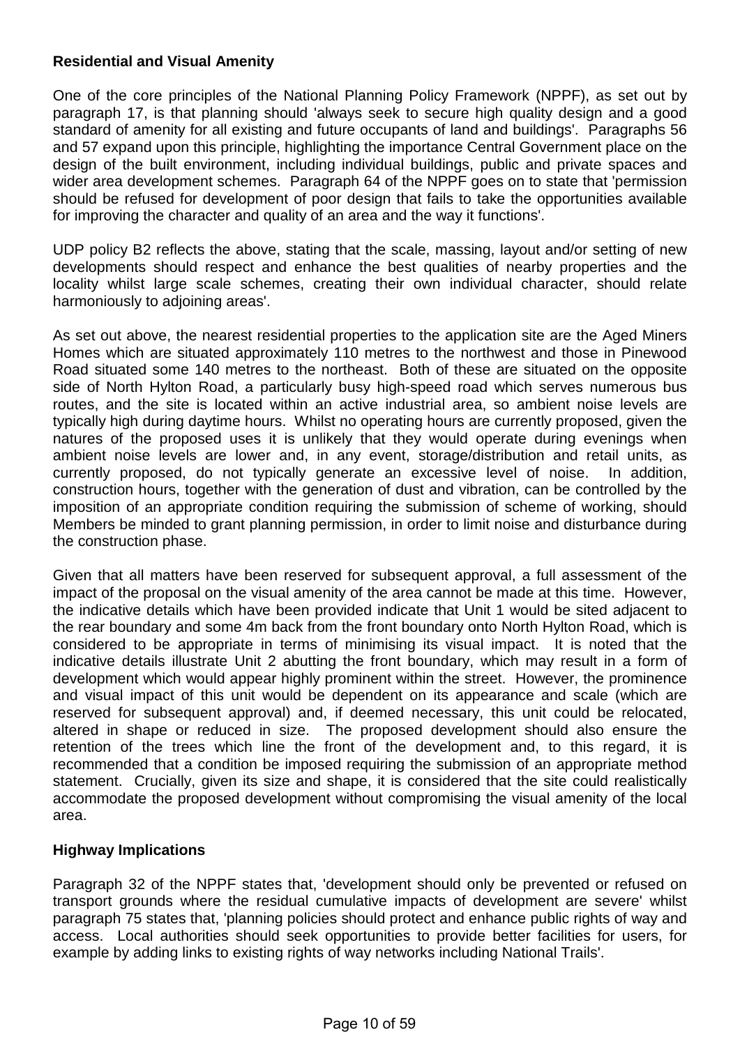**Residential and Visual Amenity**

One of the core principles of the National Planning Policy Framework (NPPF), as set out by paragraph 17, is that planning should 'always seek to secure high quality design and a good standard of amenity for all existing and future occupants of land and buildings'. Paragraphs 56 and 57 expand upon this principle, highlighting the importance Central Government place on the design of the built environment, including individual buildings, public and private spaces and wider area development schemes. Paragraph 64 of the NPPF goes on to state that 'permission should be refused for development of poor design that fails to take the opportunities available for improving the character and quality of an area and the way it functions'.

UDP policy B2 reflects the above, stating that the scale, massing, layout and/or setting of new developments should respect and enhance the best qualities of nearby properties and the locality whilst large scale schemes, creating their own individual character, should relate harmoniously to adjoining areas'.

As set out above, the nearest residential properties to the application site are the Aged Miners Homes which are situated approximately 110 metres to the northwest and those in Pinewood Road situated some 140 metres to the northeast. Both of these are situated on the opposite side of North Hylton Road, a particularly busy high-speed road which serves numerous bus routes, and the site is located within an active industrial area, so ambient noise levels are typically high during daytime hours. Whilst no operating hours are currently proposed, given the natures of the proposed uses it is unlikely that they would operate during evenings when ambient noise levels are lower and, in any event, storage/distribution and retail units, as currently proposed, do not typically generate an excessive level of noise. In addition, construction hours, together with the generation of dust and vibration, can be controlled by the imposition of an appropriate condition requiring the submission of scheme of working, should Members be minded to grant planning permission, in order to limit noise and disturbance during the construction phase.

Given that all matters have been reserved for subsequent approval, a full assessment of the impact of the proposal on the visual amenity of the area cannot be made at this time. However, the indicative details which have been provided indicate that Unit 1 would be sited adjacent to the rear boundary and some 4m back from the front boundary onto North Hylton Road, which is considered to be appropriate in terms of minimising its visual impact. It is noted that the indicative details illustrate Unit 2 abutting the front boundary, which may result in a form of development which would appear highly prominent within the street. However, the prominence and visual impact of this unit would be dependent on its appearance and scale (which are reserved for subsequent approval) and, if deemed necessary, this unit could be relocated, altered in shape or reduced in size. The proposed development should also ensure the retention of the trees which line the front of the development and, to this regard, it is recommended that a condition be imposed requiring the submission of an appropriate method statement. Crucially, given its size and shape, it is considered that the site could realistically accommodate the proposed development without compromising the visual amenity of the local area.

**Highway Implications**

Paragraph 32 of the NPPF states that, 'development should only be prevented or refused on transport grounds where the residual cumulative impacts of development are severe' whilst paragraph 75 states that, 'planning policies should protect and enhance public rights of way and access. Local authorities should seek opportunities to provide better facilities for users, for example by adding links to existing rights of way networks including National Trails'.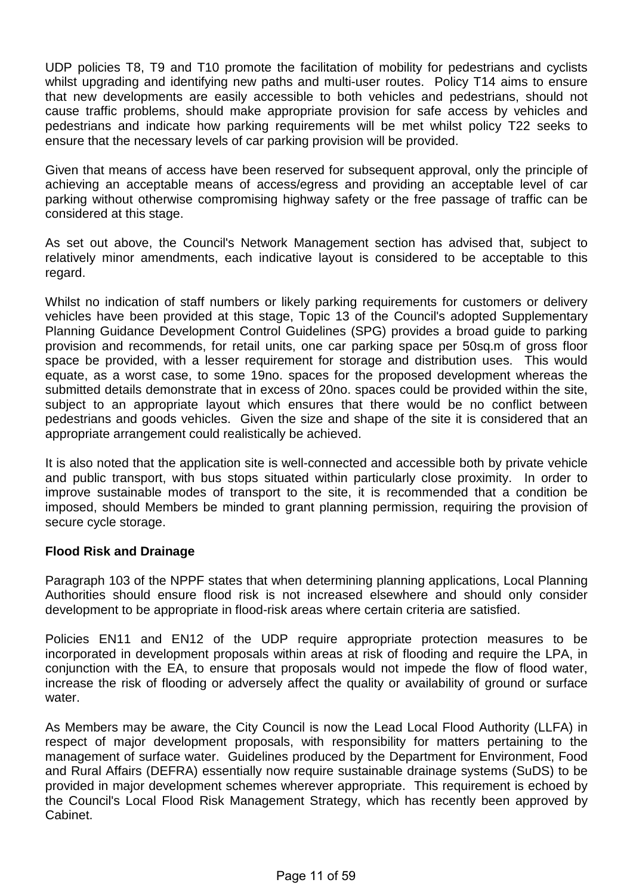UDP policies T8, T9 and T10 promote the facilitation of mobility for pedestrians and cyclists whilst upgrading and identifying new paths and multi-user routes. Policy T14 aims to ensure that new developments are easily accessible to both vehicles and pedestrians, should not cause traffic problems, should make appropriate provision for safe access by vehicles and pedestrians and indicate how parking requirements will be met whilst policy T22 seeks to ensure that the necessary levels of car parking provision will be provided.

Given that means of access have been reserved for subsequent approval, only the principle of achieving an acceptable means of access/egress and providing an acceptable level of car parking without otherwise compromising highway safety or the free passage of traffic can be considered at this stage.

As set out above, the Council's Network Management section has advised that, subject to relatively minor amendments, each indicative layout is considered to be acceptable to this regard.

Whilst no indication of staff numbers or likely parking requirements for customers or delivery vehicles have been provided at this stage, Topic 13 of the Council's adopted Supplementary Planning Guidance Development Control Guidelines (SPG) provides a broad guide to parking provision and recommends, for retail units, one car parking space per 50sq.m of gross floor space be provided, with a lesser requirement for storage and distribution uses. This would equate, as a worst case, to some 19no. spaces for the proposed development whereas the submitted details demonstrate that in excess of 20no. spaces could be provided within the site, subject to an appropriate layout which ensures that there would be no conflict between pedestrians and goods vehicles. Given the size and shape of the site it is considered that an appropriate arrangement could realistically be achieved.

It is also noted that the application site is well-connected and accessible both by private vehicle and public transport, with bus stops situated within particularly close proximity. In order to improve sustainable modes of transport to the site, it is recommended that a condition be imposed, should Members be minded to grant planning permission, requiring the provision of secure cycle storage.

**Flood Risk and Drainage**

Paragraph 103 of the NPPF states that when determining planning applications, Local Planning Authorities should ensure flood risk is not increased elsewhere and should only consider development to be appropriate in flood-risk areas where certain criteria are satisfied.

Policies EN11 and EN12 of the UDP require appropriate protection measures to be incorporated in development proposals within areas at risk of flooding and require the LPA, in conjunction with the EA, to ensure that proposals would not impede the flow of flood water, increase the risk of flooding or adversely affect the quality or availability of ground or surface water.

As Members may be aware, the City Council is now the Lead Local Flood Authority (LLFA) in respect of major development proposals, with responsibility for matters pertaining to the management of surface water. Guidelines produced by the Department for Environment, Food and Rural Affairs (DEFRA) essentially now require sustainable drainage systems (SuDS) to be provided in major development schemes wherever appropriate. This requirement is echoed by the Council's Local Flood Risk Management Strategy, which has recently been approved by Cabinet.